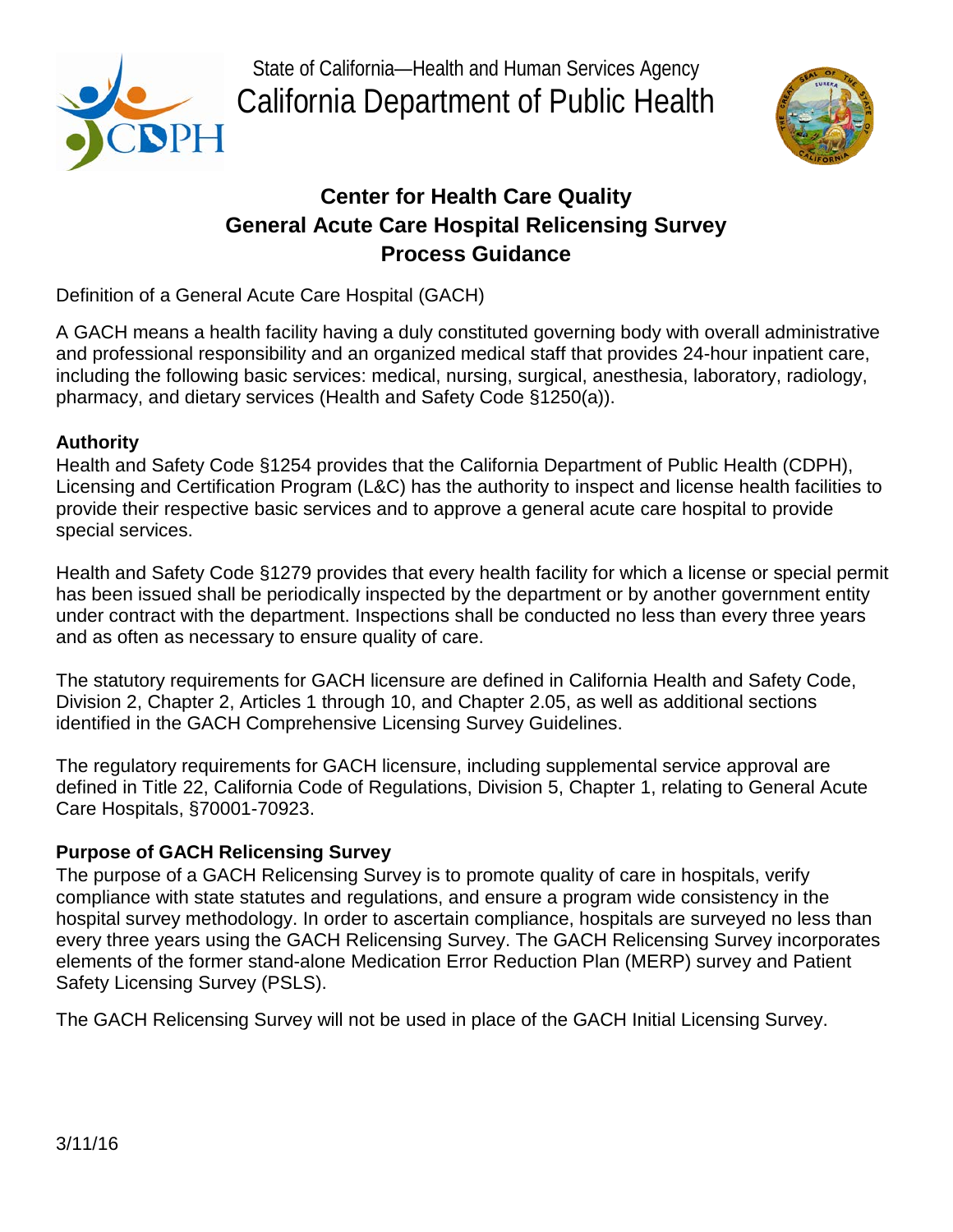State of California—Health and Human Services Agency

California Department of Public Health

# Center for Health Care Quality
# General Acute Care Hospital Relicensing Survey
# Process Guidance

Definition of a General Acute Care Hospital (GACH)

A GACH means a health facility having a duly constituted governing body with overall administrative and professional responsibility and an organized medical staff that provides 24-hour inpatient care, including the following basic services: medical, nursing, surgical, anesthesia, laboratory, radiology, pharmacy, and dietary services (Health and Safety Code §1250(a)).

**Authority**

Health and Safety Code §1254 provides that the California Department of Public Health (CDPH), Licensing and Certification Program (L&C) has the authority to inspect and license health facilities to provide their respective basic services and to approve a general acute care hospital to provide special services.

Health and Safety Code §1279 provides that every health facility for which a license or special permit has been issued shall be periodically inspected by the department or by another government entity under contract with the department. Inspections shall be conducted no less than every three years and as often as necessary to ensure quality of care.

The statutory requirements for GACH licensure are defined in California Health and Safety Code, Division 2, Chapter 2, Articles 1 through 10, and Chapter 2.05, as well as additional sections identified in the GACH Comprehensive Licensing Survey Guidelines.

The regulatory requirements for GACH licensure, including supplemental service approval are defined in Title 22, California Code of Regulations, Division 5, Chapter 1, relating to General Acute Care Hospitals, §70001-70923.

**Purpose of GACH Relicensing Survey**

The purpose of a GACH Relicensing Survey is to promote quality of care in hospitals, verify compliance with state statutes and regulations, and ensure a program wide consistency in the hospital survey methodology. In order to ascertain compliance, hospitals are surveyed no less than every three years using the GACH Relicensing Survey. The GACH Relicensing Survey incorporates elements of the former stand-alone Medication Error Reduction Plan (MERP) survey and Patient Safety Licensing Survey (PSLS).

The GACH Relicensing Survey will not be used in place of the GACH Initial Licensing Survey.

3/11/16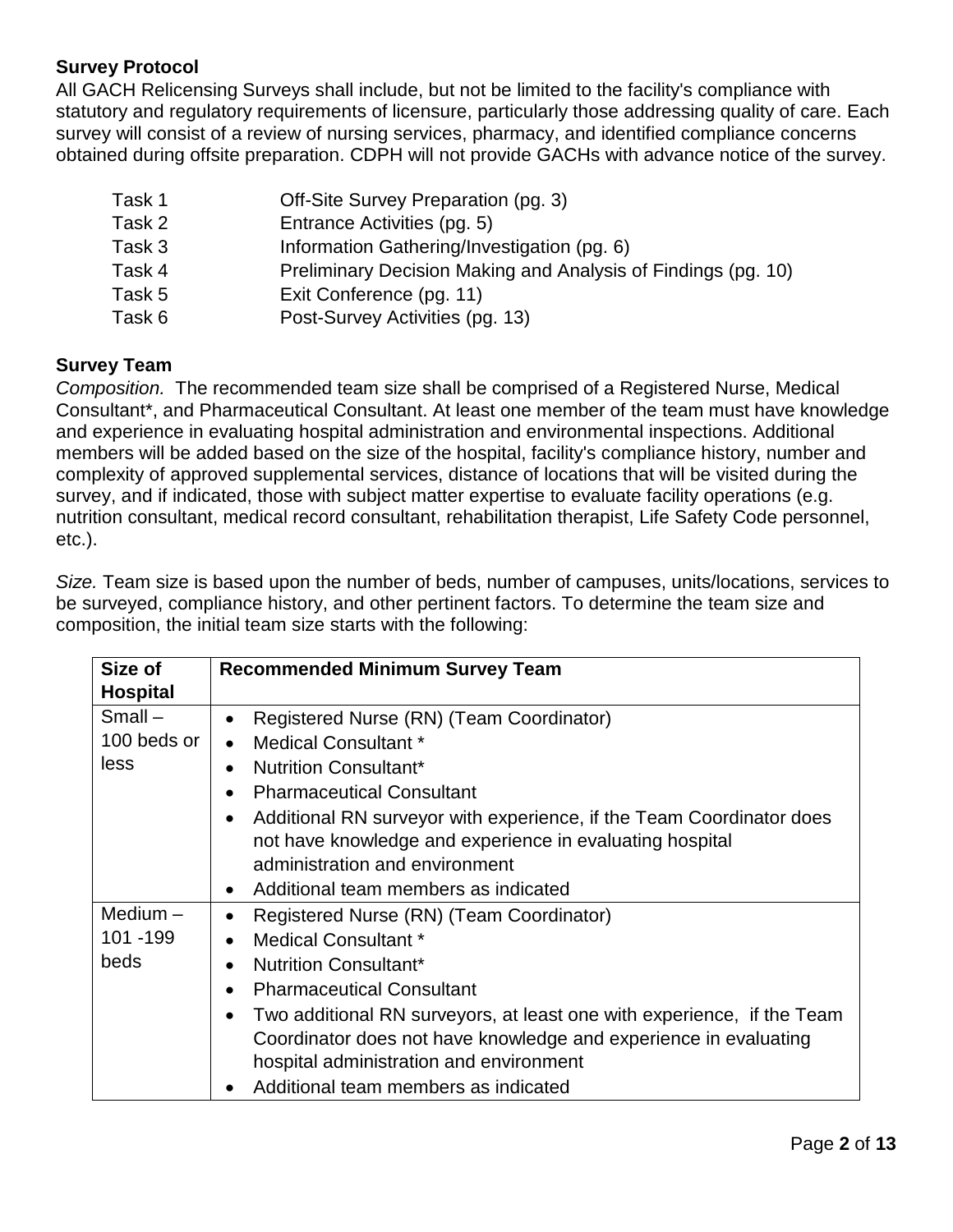**Survey Protocol**

All GACH Relicensing Surveys shall include, but not be limited to the facility's compliance with statutory and regulatory requirements of licensure, particularly those addressing quality of care. Each survey will consist of a review of nursing services, pharmacy, and identified compliance concerns obtained during offsite preparation. CDPH will not provide GACHs with advance notice of the survey.

| | |
|---|---|
| Task 1 | Off-Site Survey Preparation (pg. 3) |
| Task 2 | Entrance Activities (pg. 5) |
| Task 3 | Information Gathering/Investigation (pg. 6) |
| Task 4 | Preliminary Decision Making and Analysis of Findings (pg. 10) |
| Task 5 | Exit Conference (pg. 11) |
| Task 6 | Post-Survey Activities (pg. 13) |

**Survey Team**

*Composition.* The recommended team size shall be comprised of a Registered Nurse, Medical Consultant*, and Pharmaceutical Consultant. At least one member of the team must have knowledge and experience in evaluating hospital administration and environmental inspections. Additional members will be added based on the size of the hospital, facility's compliance history, number and complexity of approved supplemental services, distance of locations that will be visited during the survey, and if indicated, those with subject matter expertise to evaluate facility operations (e.g. nutrition consultant, medical record consultant, rehabilitation therapist, Life Safety Code personnel, etc.).

*Size.* Team size is based upon the number of beds, number of campuses, units/locations, services to be surveyed, compliance history, and other pertinent factors. To determine the team size and composition, the initial team size starts with the following:

| Size of Hospital | Recommended Minimum Survey Team |
|---|---|
| Small – 100 beds or less | • Registered Nurse (RN) (Team Coordinator)<br>• Medical Consultant *<br>• Nutrition Consultant*<br>• Pharmaceutical Consultant<br>• Additional RN surveyor with experience, if the Team Coordinator does not have knowledge and experience in evaluating hospital administration and environment<br>• Additional team members as indicated |
| Medium – 101 -199 beds | • Registered Nurse (RN) (Team Coordinator)<br>• Medical Consultant *<br>• Nutrition Consultant*<br>• Pharmaceutical Consultant<br>• Two additional RN surveyors, at least one with experience, if the Team Coordinator does not have knowledge and experience in evaluating hospital administration and environment<br>• Additional team members as indicated |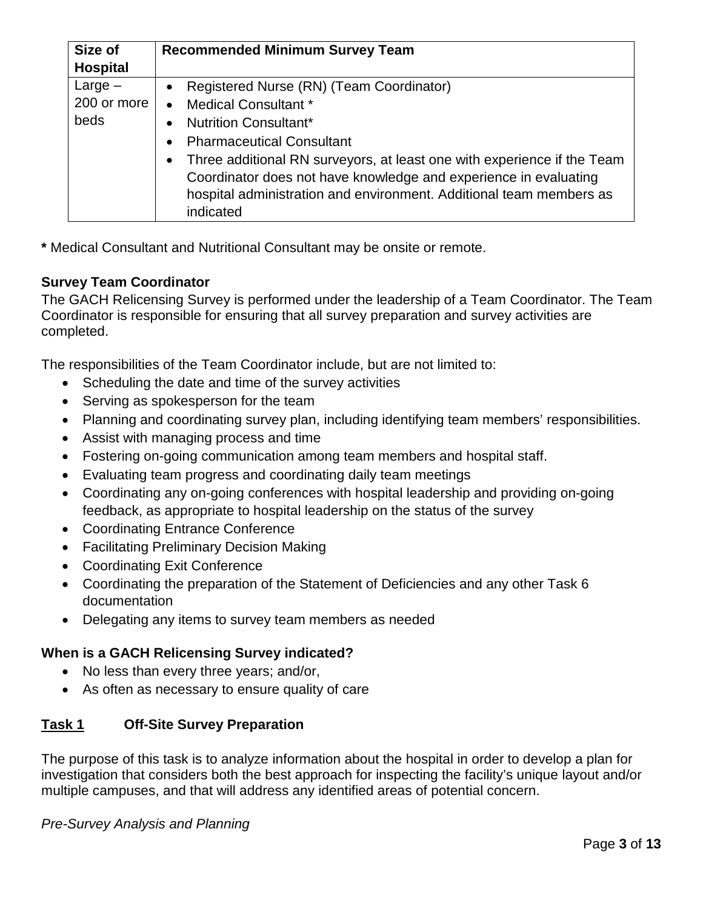| Size of Hospital | Recommended Minimum Survey Team |
|---|---|
| Large – 200 or more beds | • Registered Nurse (RN) (Team Coordinator)<br>• Medical Consultant *<br>• Nutrition Consultant*<br>• Pharmaceutical Consultant<br>• Three additional RN surveyors, at least one with experience if the Team Coordinator does not have knowledge and experience in evaluating hospital administration and environment. Additional team members as indicated |

**\*** Medical Consultant and Nutritional Consultant may be onsite or remote.

**Survey Team Coordinator**

The GACH Relicensing Survey is performed under the leadership of a Team Coordinator. The Team Coordinator is responsible for ensuring that all survey preparation and survey activities are completed.

The responsibilities of the Team Coordinator include, but are not limited to:

- Scheduling the date and time of the survey activities
- Serving as spokesperson for the team
- Planning and coordinating survey plan, including identifying team members' responsibilities.
- Assist with managing process and time
- Fostering on-going communication among team members and hospital staff.
- Evaluating team progress and coordinating daily team meetings
- Coordinating any on-going conferences with hospital leadership and providing on-going feedback, as appropriate to hospital leadership on the status of the survey
- Coordinating Entrance Conference
- Facilitating Preliminary Decision Making
- Coordinating Exit Conference
- Coordinating the preparation of the Statement of Deficiencies and any other Task 6 documentation
- Delegating any items to survey team members as needed

**When is a GACH Relicensing Survey indicated?**

- No less than every three years; and/or,
- As often as necessary to ensure quality of care

## <u>Task 1</u> Off-Site Survey Preparation

The purpose of this task is to analyze information about the hospital in order to develop a plan for investigation that considers both the best approach for inspecting the facility's unique layout and/or multiple campuses, and that will address any identified areas of potential concern.

*Pre-Survey Analysis and Planning*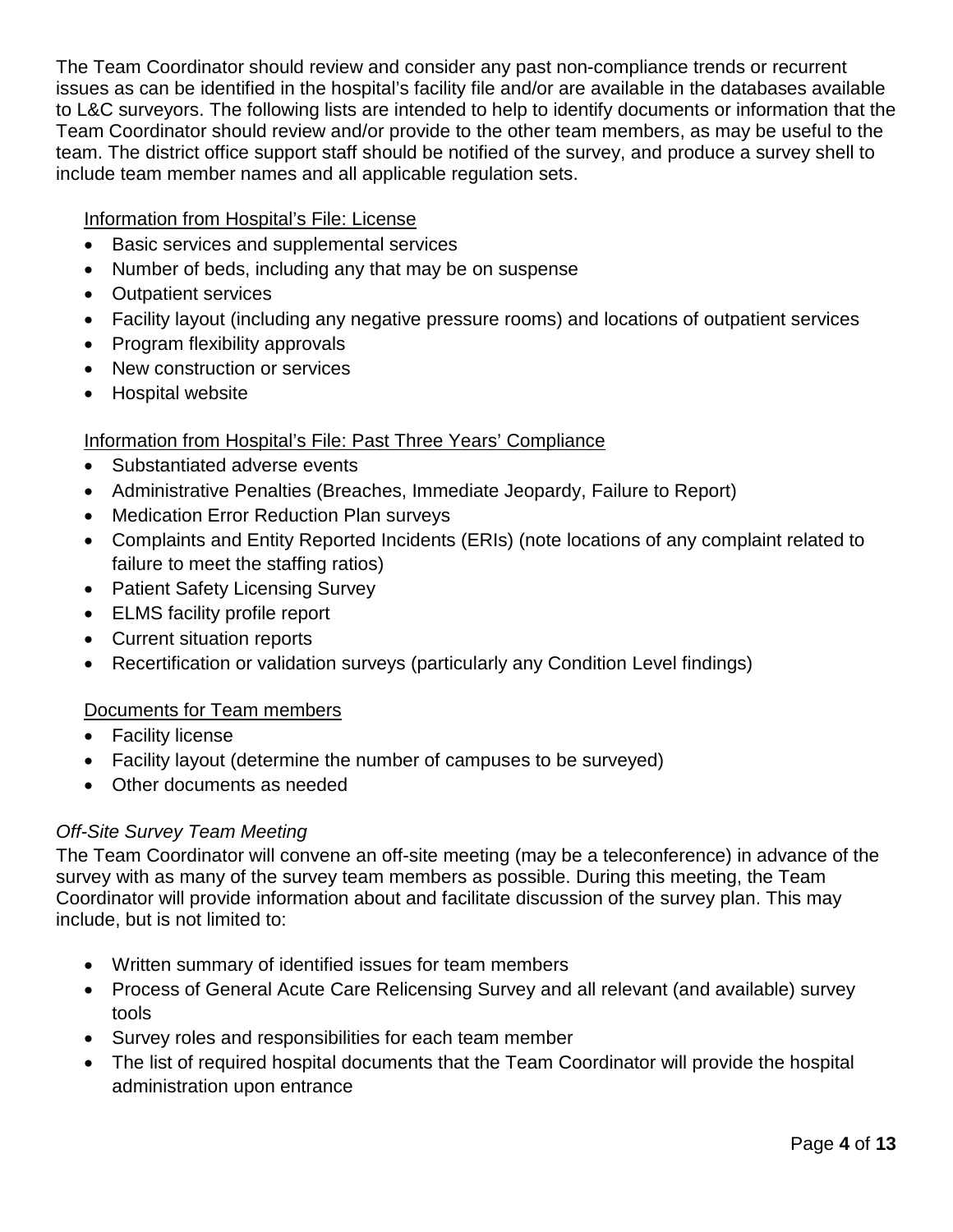The Team Coordinator should review and consider any past non-compliance trends or recurrent issues as can be identified in the hospital's facility file and/or are available in the databases available to L&C surveyors. The following lists are intended to help to identify documents or information that the Team Coordinator should review and/or provide to the other team members, as may be useful to the team. The district office support staff should be notified of the survey, and produce a survey shell to include team member names and all applicable regulation sets.

<u>Information from Hospital's File: License</u>

- Basic services and supplemental services
- Number of beds, including any that may be on suspense
- Outpatient services
- Facility layout (including any negative pressure rooms) and locations of outpatient services
- Program flexibility approvals
- New construction or services
- Hospital website

<u>Information from Hospital's File: Past Three Years' Compliance</u>

- Substantiated adverse events
- Administrative Penalties (Breaches, Immediate Jeopardy, Failure to Report)
- Medication Error Reduction Plan surveys
- Complaints and Entity Reported Incidents (ERIs) (note locations of any complaint related to failure to meet the staffing ratios)
- Patient Safety Licensing Survey
- ELMS facility profile report
- Current situation reports
- Recertification or validation surveys (particularly any Condition Level findings)

<u>Documents for Team members</u>

- Facility license
- Facility layout (determine the number of campuses to be surveyed)
- Other documents as needed

*Off-Site Survey Team Meeting*

The Team Coordinator will convene an off-site meeting (may be a teleconference) in advance of the survey with as many of the survey team members as possible. During this meeting, the Team Coordinator will provide information about and facilitate discussion of the survey plan. This may include, but is not limited to:

- Written summary of identified issues for team members
- Process of General Acute Care Relicensing Survey and all relevant (and available) survey tools
- Survey roles and responsibilities for each team member
- The list of required hospital documents that the Team Coordinator will provide the hospital administration upon entrance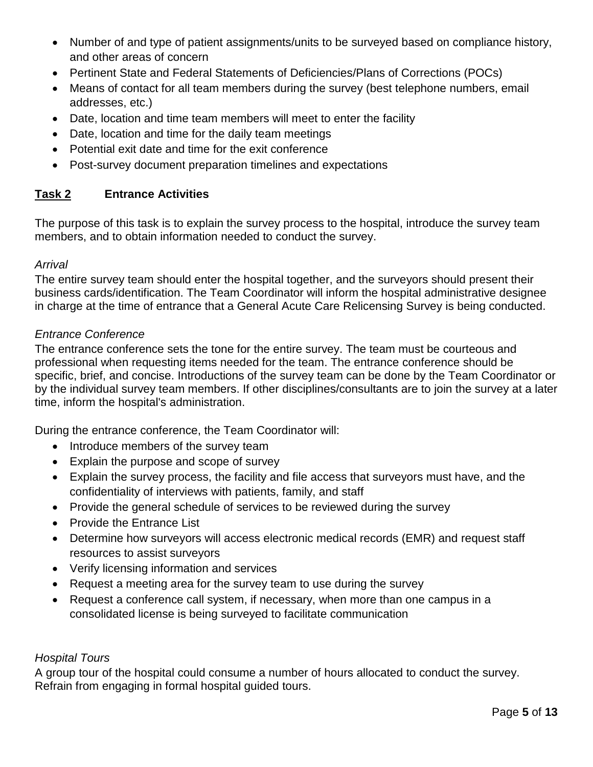- Number of and type of patient assignments/units to be surveyed based on compliance history, and other areas of concern
- Pertinent State and Federal Statements of Deficiencies/Plans of Corrections (POCs)
- Means of contact for all team members during the survey (best telephone numbers, email addresses, etc.)
- Date, location and time team members will meet to enter the facility
- Date, location and time for the daily team meetings
- Potential exit date and time for the exit conference
- Post-survey document preparation timelines and expectations

## <u>Task 2</u> Entrance Activities

The purpose of this task is to explain the survey process to the hospital, introduce the survey team members, and to obtain information needed to conduct the survey.

*Arrival*

The entire survey team should enter the hospital together, and the surveyors should present their business cards/identification. The Team Coordinator will inform the hospital administrative designee in charge at the time of entrance that a General Acute Care Relicensing Survey is being conducted.

*Entrance Conference*

The entrance conference sets the tone for the entire survey. The team must be courteous and professional when requesting items needed for the team. The entrance conference should be specific, brief, and concise. Introductions of the survey team can be done by the Team Coordinator or by the individual survey team members. If other disciplines/consultants are to join the survey at a later time, inform the hospital's administration.

During the entrance conference, the Team Coordinator will:

- Introduce members of the survey team
- Explain the purpose and scope of survey
- Explain the survey process, the facility and file access that surveyors must have, and the confidentiality of interviews with patients, family, and staff
- Provide the general schedule of services to be reviewed during the survey
- Provide the Entrance List
- Determine how surveyors will access electronic medical records (EMR) and request staff resources to assist surveyors
- Verify licensing information and services
- Request a meeting area for the survey team to use during the survey
- Request a conference call system, if necessary, when more than one campus in a consolidated license is being surveyed to facilitate communication

*Hospital Tours*

A group tour of the hospital could consume a number of hours allocated to conduct the survey. Refrain from engaging in formal hospital guided tours.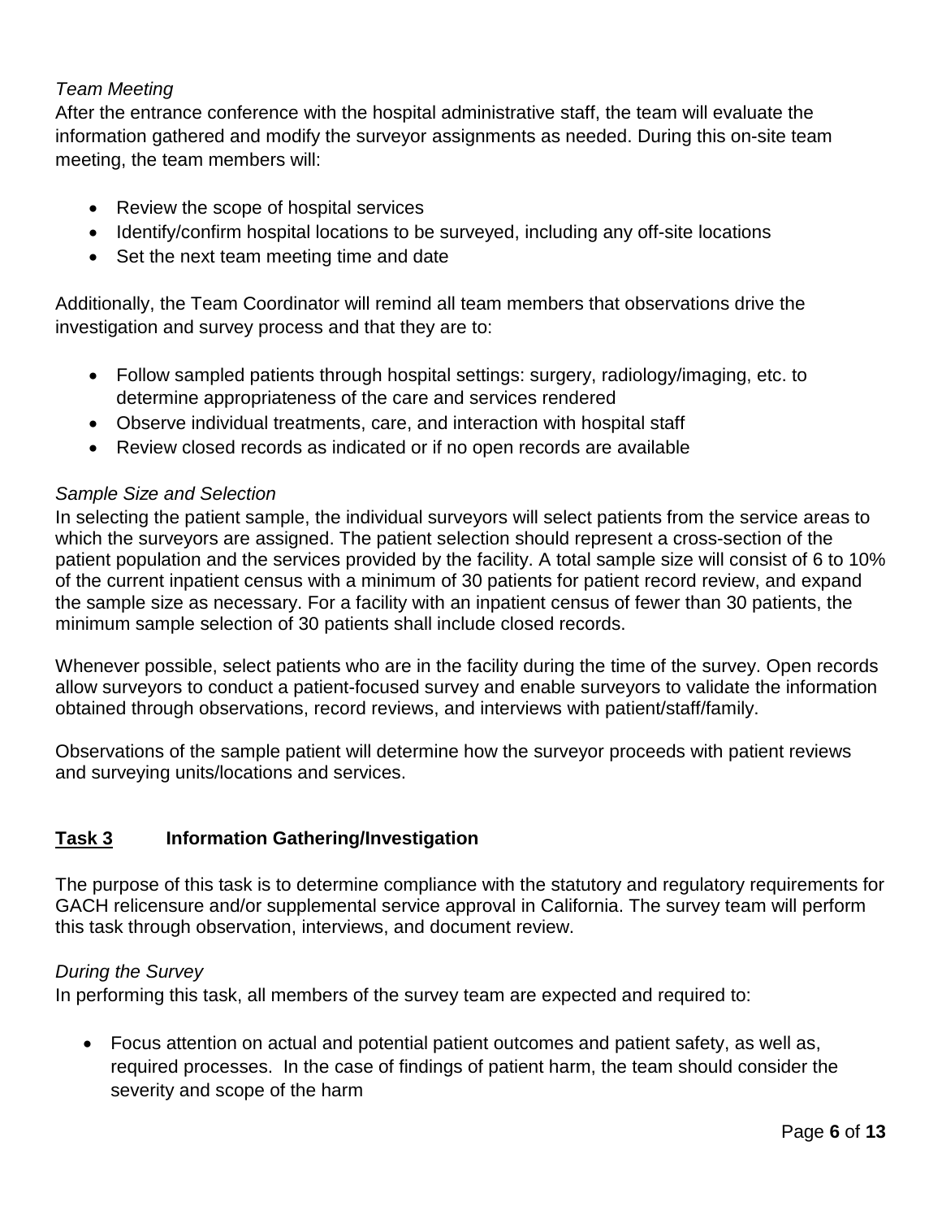*Team Meeting*

After the entrance conference with the hospital administrative staff, the team will evaluate the information gathered and modify the surveyor assignments as needed. During this on-site team meeting, the team members will:

- Review the scope of hospital services
- Identify/confirm hospital locations to be surveyed, including any off-site locations
- Set the next team meeting time and date

Additionally, the Team Coordinator will remind all team members that observations drive the investigation and survey process and that they are to:

- Follow sampled patients through hospital settings: surgery, radiology/imaging, etc. to determine appropriateness of the care and services rendered
- Observe individual treatments, care, and interaction with hospital staff
- Review closed records as indicated or if no open records are available

*Sample Size and Selection*

In selecting the patient sample, the individual surveyors will select patients from the service areas to which the surveyors are assigned. The patient selection should represent a cross-section of the patient population and the services provided by the facility. A total sample size will consist of 6 to 10% of the current inpatient census with a minimum of 30 patients for patient record review, and expand the sample size as necessary. For a facility with an inpatient census of fewer than 30 patients, the minimum sample selection of 30 patients shall include closed records.

Whenever possible, select patients who are in the facility during the time of the survey. Open records allow surveyors to conduct a patient-focused survey and enable surveyors to validate the information obtained through observations, record reviews, and interviews with patient/staff/family.

Observations of the sample patient will determine how the surveyor proceeds with patient reviews and surveying units/locations and services.

## <u>Task 3</u> Information Gathering/Investigation

The purpose of this task is to determine compliance with the statutory and regulatory requirements for GACH relicensure and/or supplemental service approval in California. The survey team will perform this task through observation, interviews, and document review.

*During the Survey*

In performing this task, all members of the survey team are expected and required to:

- Focus attention on actual and potential patient outcomes and patient safety, as well as, required processes. In the case of findings of patient harm, the team should consider the severity and scope of the harm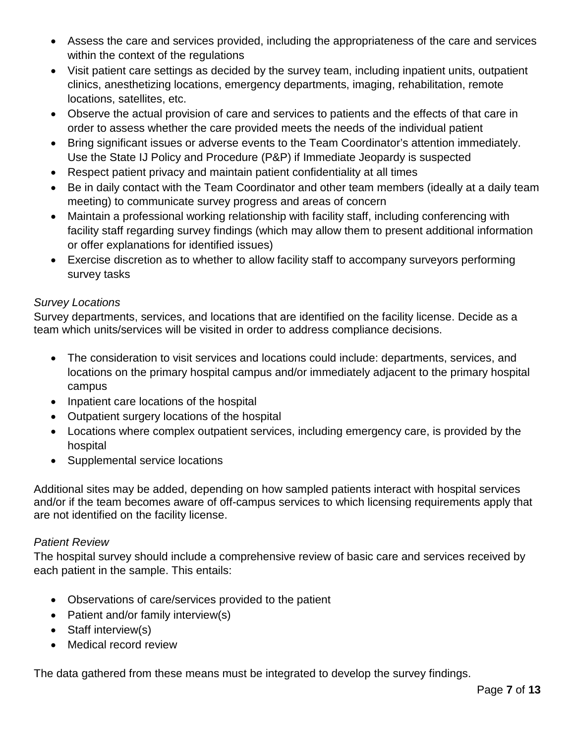- Assess the care and services provided, including the appropriateness of the care and services within the context of the regulations
- Visit patient care settings as decided by the survey team, including inpatient units, outpatient clinics, anesthetizing locations, emergency departments, imaging, rehabilitation, remote locations, satellites, etc.
- Observe the actual provision of care and services to patients and the effects of that care in order to assess whether the care provided meets the needs of the individual patient
- Bring significant issues or adverse events to the Team Coordinator's attention immediately. Use the State IJ Policy and Procedure (P&P) if Immediate Jeopardy is suspected
- Respect patient privacy and maintain patient confidentiality at all times
- Be in daily contact with the Team Coordinator and other team members (ideally at a daily team meeting) to communicate survey progress and areas of concern
- Maintain a professional working relationship with facility staff, including conferencing with facility staff regarding survey findings (which may allow them to present additional information or offer explanations for identified issues)
- Exercise discretion as to whether to allow facility staff to accompany surveyors performing survey tasks

*Survey Locations*

Survey departments, services, and locations that are identified on the facility license. Decide as a team which units/services will be visited in order to address compliance decisions.

- The consideration to visit services and locations could include: departments, services, and locations on the primary hospital campus and/or immediately adjacent to the primary hospital campus
- Inpatient care locations of the hospital
- Outpatient surgery locations of the hospital
- Locations where complex outpatient services, including emergency care, is provided by the hospital
- Supplemental service locations

Additional sites may be added, depending on how sampled patients interact with hospital services and/or if the team becomes aware of off-campus services to which licensing requirements apply that are not identified on the facility license.

*Patient Review*

The hospital survey should include a comprehensive review of basic care and services received by each patient in the sample. This entails:

- Observations of care/services provided to the patient
- Patient and/or family interview(s)
- Staff interview(s)
- Medical record review

The data gathered from these means must be integrated to develop the survey findings.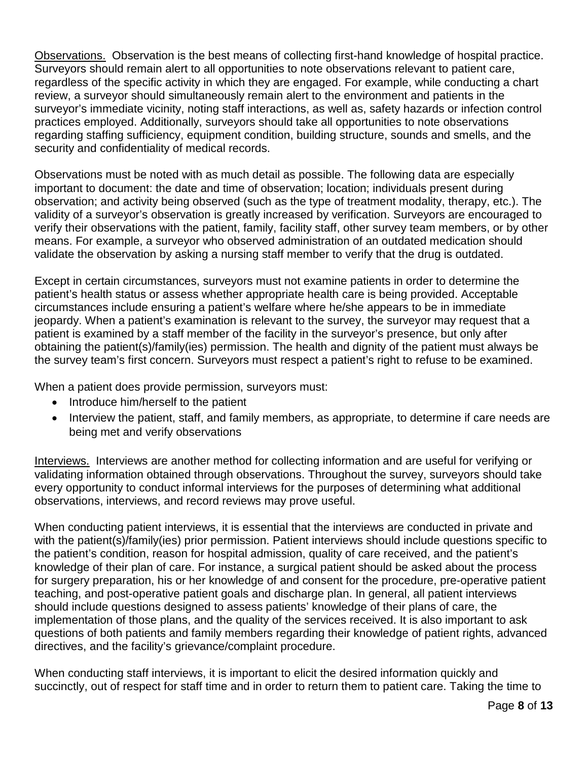Observations. Observation is the best means of collecting first-hand knowledge of hospital practice. Surveyors should remain alert to all opportunities to note observations relevant to patient care, regardless of the specific activity in which they are engaged. For example, while conducting a chart review, a surveyor should simultaneously remain alert to the environment and patients in the surveyor's immediate vicinity, noting staff interactions, as well as, safety hazards or infection control practices employed. Additionally, surveyors should take all opportunities to note observations regarding staffing sufficiency, equipment condition, building structure, sounds and smells, and the security and confidentiality of medical records.

Observations must be noted with as much detail as possible. The following data are especially important to document: the date and time of observation; location; individuals present during observation; and activity being observed (such as the type of treatment modality, therapy, etc.). The validity of a surveyor's observation is greatly increased by verification. Surveyors are encouraged to verify their observations with the patient, family, facility staff, other survey team members, or by other means. For example, a surveyor who observed administration of an outdated medication should validate the observation by asking a nursing staff member to verify that the drug is outdated.

Except in certain circumstances, surveyors must not examine patients in order to determine the patient's health status or assess whether appropriate health care is being provided. Acceptable circumstances include ensuring a patient's welfare where he/she appears to be in immediate jeopardy. When a patient's examination is relevant to the survey, the surveyor may request that a patient is examined by a staff member of the facility in the surveyor's presence, but only after obtaining the patient(s)/family(ies) permission. The health and dignity of the patient must always be the survey team's first concern. Surveyors must respect a patient's right to refuse to be examined.

When a patient does provide permission, surveyors must:

- Introduce him/herself to the patient
- Interview the patient, staff, and family members, as appropriate, to determine if care needs are being met and verify observations

Interviews. Interviews are another method for collecting information and are useful for verifying or validating information obtained through observations. Throughout the survey, surveyors should take every opportunity to conduct informal interviews for the purposes of determining what additional observations, interviews, and record reviews may prove useful.

When conducting patient interviews, it is essential that the interviews are conducted in private and with the patient(s)/family(ies) prior permission. Patient interviews should include questions specific to the patient's condition, reason for hospital admission, quality of care received, and the patient's knowledge of their plan of care. For instance, a surgical patient should be asked about the process for surgery preparation, his or her knowledge of and consent for the procedure, pre-operative patient teaching, and post-operative patient goals and discharge plan. In general, all patient interviews should include questions designed to assess patients' knowledge of their plans of care, the implementation of those plans, and the quality of the services received. It is also important to ask questions of both patients and family members regarding their knowledge of patient rights, advanced directives, and the facility's grievance/complaint procedure.

When conducting staff interviews, it is important to elicit the desired information quickly and succinctly, out of respect for staff time and in order to return them to patient care. Taking the time to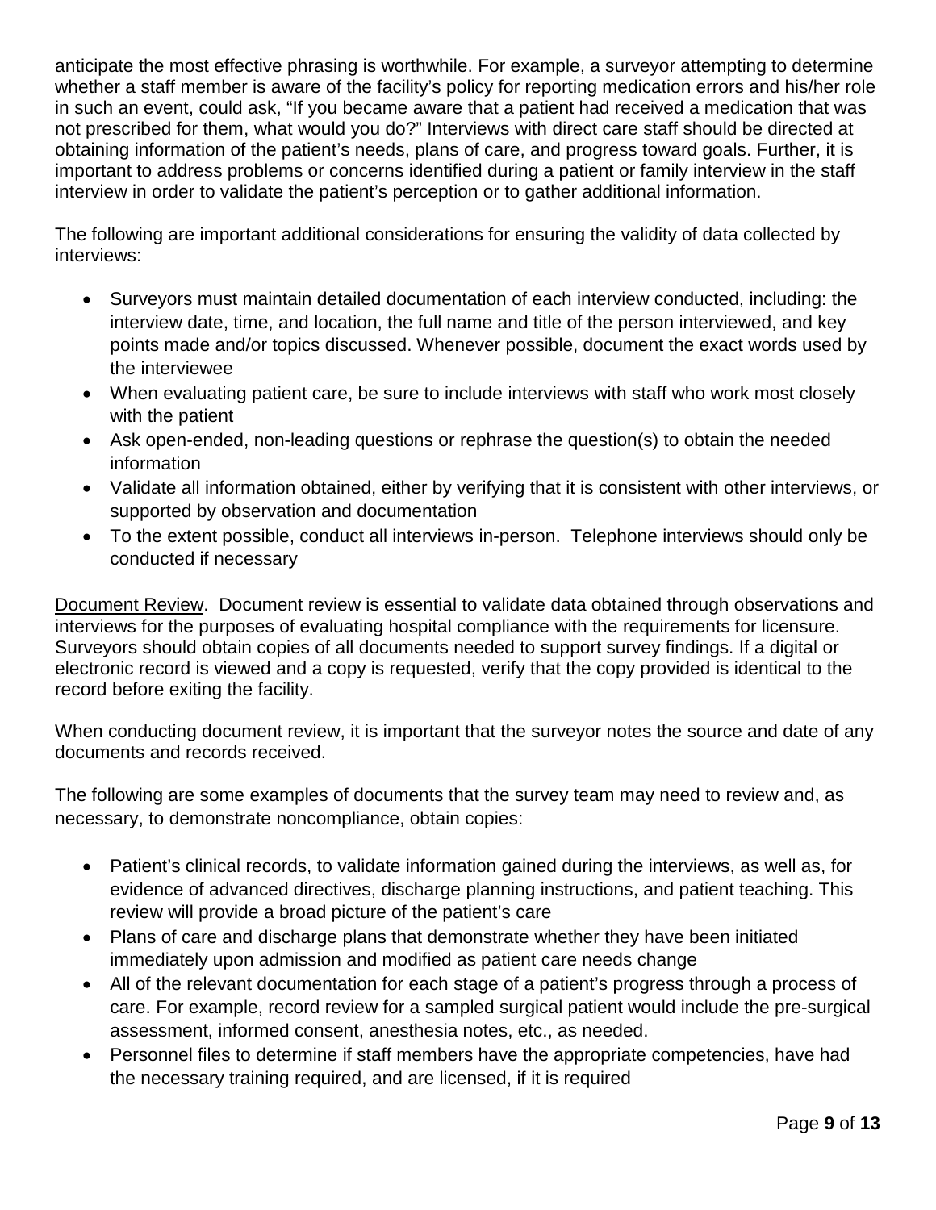anticipate the most effective phrasing is worthwhile. For example, a surveyor attempting to determine whether a staff member is aware of the facility's policy for reporting medication errors and his/her role in such an event, could ask, "If you became aware that a patient had received a medication that was not prescribed for them, what would you do?" Interviews with direct care staff should be directed at obtaining information of the patient's needs, plans of care, and progress toward goals. Further, it is important to address problems or concerns identified during a patient or family interview in the staff interview in order to validate the patient's perception or to gather additional information.

The following are important additional considerations for ensuring the validity of data collected by interviews:

- Surveyors must maintain detailed documentation of each interview conducted, including: the interview date, time, and location, the full name and title of the person interviewed, and key points made and/or topics discussed. Whenever possible, document the exact words used by the interviewee
- When evaluating patient care, be sure to include interviews with staff who work most closely with the patient
- Ask open-ended, non-leading questions or rephrase the question(s) to obtain the needed information
- Validate all information obtained, either by verifying that it is consistent with other interviews, or supported by observation and documentation
- To the extent possible, conduct all interviews in-person. Telephone interviews should only be conducted if necessary

Document Review. Document review is essential to validate data obtained through observations and interviews for the purposes of evaluating hospital compliance with the requirements for licensure. Surveyors should obtain copies of all documents needed to support survey findings. If a digital or electronic record is viewed and a copy is requested, verify that the copy provided is identical to the record before exiting the facility.

When conducting document review, it is important that the surveyor notes the source and date of any documents and records received.

The following are some examples of documents that the survey team may need to review and, as necessary, to demonstrate noncompliance, obtain copies:

- Patient's clinical records, to validate information gained during the interviews, as well as, for evidence of advanced directives, discharge planning instructions, and patient teaching. This review will provide a broad picture of the patient's care
- Plans of care and discharge plans that demonstrate whether they have been initiated immediately upon admission and modified as patient care needs change
- All of the relevant documentation for each stage of a patient's progress through a process of care. For example, record review for a sampled surgical patient would include the pre-surgical assessment, informed consent, anesthesia notes, etc., as needed.
- Personnel files to determine if staff members have the appropriate competencies, have had the necessary training required, and are licensed, if it is required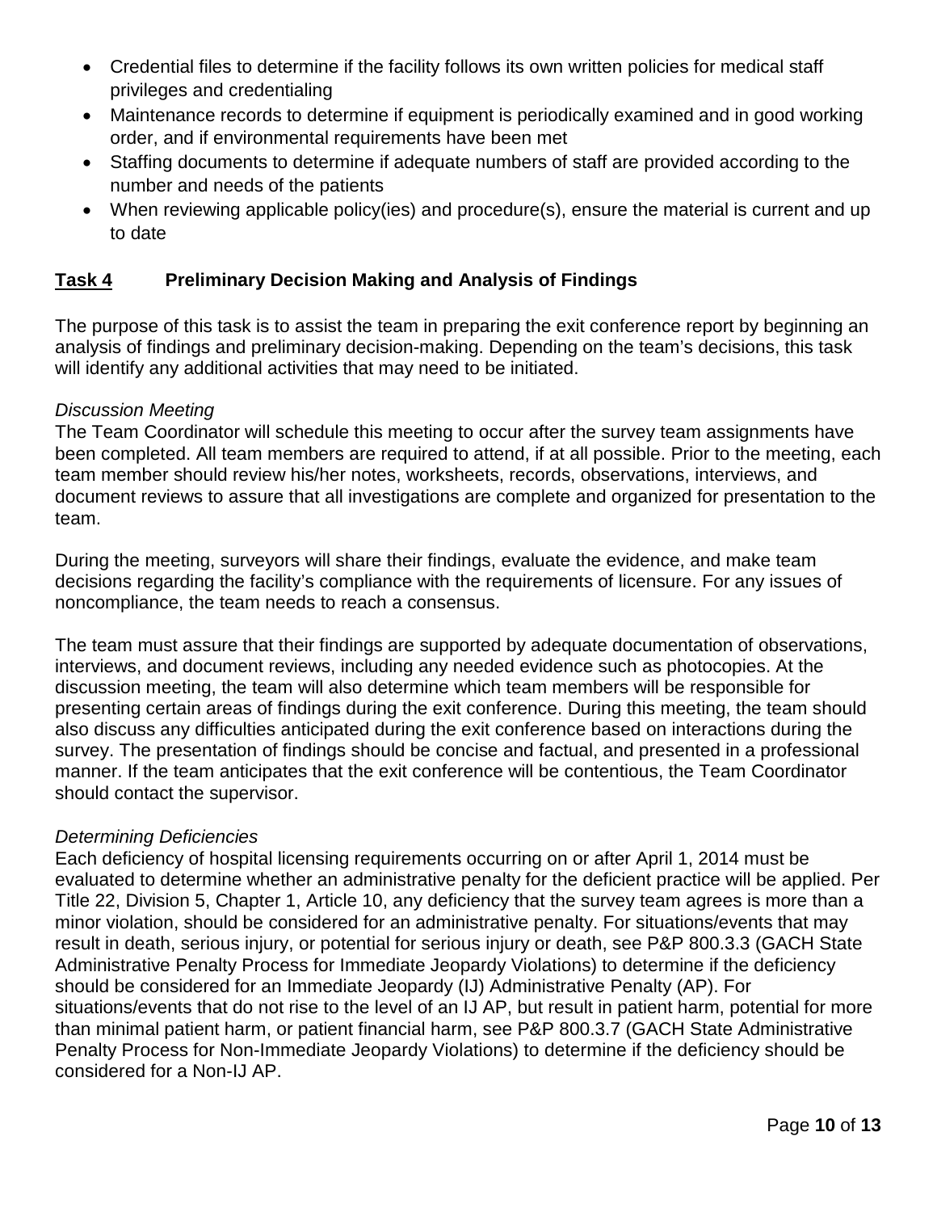- Credential files to determine if the facility follows its own written policies for medical staff privileges and credentialing
- Maintenance records to determine if equipment is periodically examined and in good working order, and if environmental requirements have been met
- Staffing documents to determine if adequate numbers of staff are provided according to the number and needs of the patients
- When reviewing applicable policy(ies) and procedure(s), ensure the material is current and up to date

## Task 4 Preliminary Decision Making and Analysis of Findings

The purpose of this task is to assist the team in preparing the exit conference report by beginning an analysis of findings and preliminary decision-making. Depending on the team's decisions, this task will identify any additional activities that may need to be initiated.

*Discussion Meeting*
The Team Coordinator will schedule this meeting to occur after the survey team assignments have been completed. All team members are required to attend, if at all possible. Prior to the meeting, each team member should review his/her notes, worksheets, records, observations, interviews, and document reviews to assure that all investigations are complete and organized for presentation to the team.

During the meeting, surveyors will share their findings, evaluate the evidence, and make team decisions regarding the facility's compliance with the requirements of licensure. For any issues of noncompliance, the team needs to reach a consensus.

The team must assure that their findings are supported by adequate documentation of observations, interviews, and document reviews, including any needed evidence such as photocopies. At the discussion meeting, the team will also determine which team members will be responsible for presenting certain areas of findings during the exit conference. During this meeting, the team should also discuss any difficulties anticipated during the exit conference based on interactions during the survey. The presentation of findings should be concise and factual, and presented in a professional manner. If the team anticipates that the exit conference will be contentious, the Team Coordinator should contact the supervisor.

*Determining Deficiencies*
Each deficiency of hospital licensing requirements occurring on or after April 1, 2014 must be evaluated to determine whether an administrative penalty for the deficient practice will be applied. Per Title 22, Division 5, Chapter 1, Article 10, any deficiency that the survey team agrees is more than a minor violation, should be considered for an administrative penalty. For situations/events that may result in death, serious injury, or potential for serious injury or death, see P&P 800.3.3 (GACH State Administrative Penalty Process for Immediate Jeopardy Violations) to determine if the deficiency should be considered for an Immediate Jeopardy (IJ) Administrative Penalty (AP). For situations/events that do not rise to the level of an IJ AP, but result in patient harm, potential for more than minimal patient harm, or patient financial harm, see P&P 800.3.7 (GACH State Administrative Penalty Process for Non-Immediate Jeopardy Violations) to determine if the deficiency should be considered for a Non-IJ AP.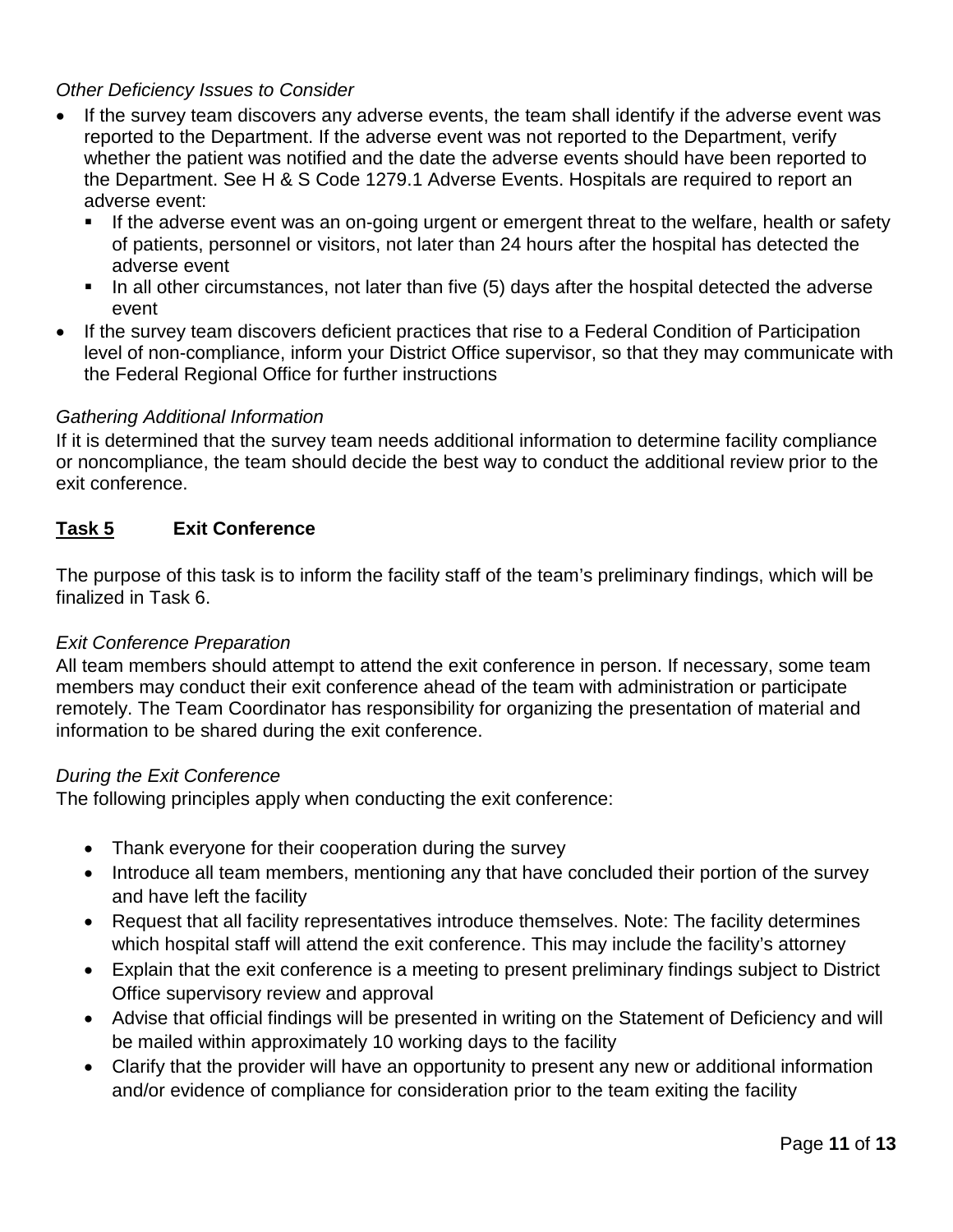*Other Deficiency Issues to Consider*

- If the survey team discovers any adverse events, the team shall identify if the adverse event was reported to the Department. If the adverse event was not reported to the Department, verify whether the patient was notified and the date the adverse events should have been reported to the Department. See H & S Code 1279.1 Adverse Events. Hospitals are required to report an adverse event:
  - If the adverse event was an on-going urgent or emergent threat to the welfare, health or safety of patients, personnel or visitors, not later than 24 hours after the hospital has detected the adverse event
  - In all other circumstances, not later than five (5) days after the hospital detected the adverse event
- If the survey team discovers deficient practices that rise to a Federal Condition of Participation level of non-compliance, inform your District Office supervisor, so that they may communicate with the Federal Regional Office for further instructions

*Gathering Additional Information*

If it is determined that the survey team needs additional information to determine facility compliance or noncompliance, the team should decide the best way to conduct the additional review prior to the exit conference.

## **<u>Task 5</u>** **Exit Conference**

The purpose of this task is to inform the facility staff of the team's preliminary findings, which will be finalized in Task 6.

*Exit Conference Preparation*

All team members should attempt to attend the exit conference in person. If necessary, some team members may conduct their exit conference ahead of the team with administration or participate remotely. The Team Coordinator has responsibility for organizing the presentation of material and information to be shared during the exit conference.

*During the Exit Conference*

The following principles apply when conducting the exit conference:

- Thank everyone for their cooperation during the survey
- Introduce all team members, mentioning any that have concluded their portion of the survey and have left the facility
- Request that all facility representatives introduce themselves. Note: The facility determines which hospital staff will attend the exit conference. This may include the facility's attorney
- Explain that the exit conference is a meeting to present preliminary findings subject to District Office supervisory review and approval
- Advise that official findings will be presented in writing on the Statement of Deficiency and will be mailed within approximately 10 working days to the facility
- Clarify that the provider will have an opportunity to present any new or additional information and/or evidence of compliance for consideration prior to the team exiting the facility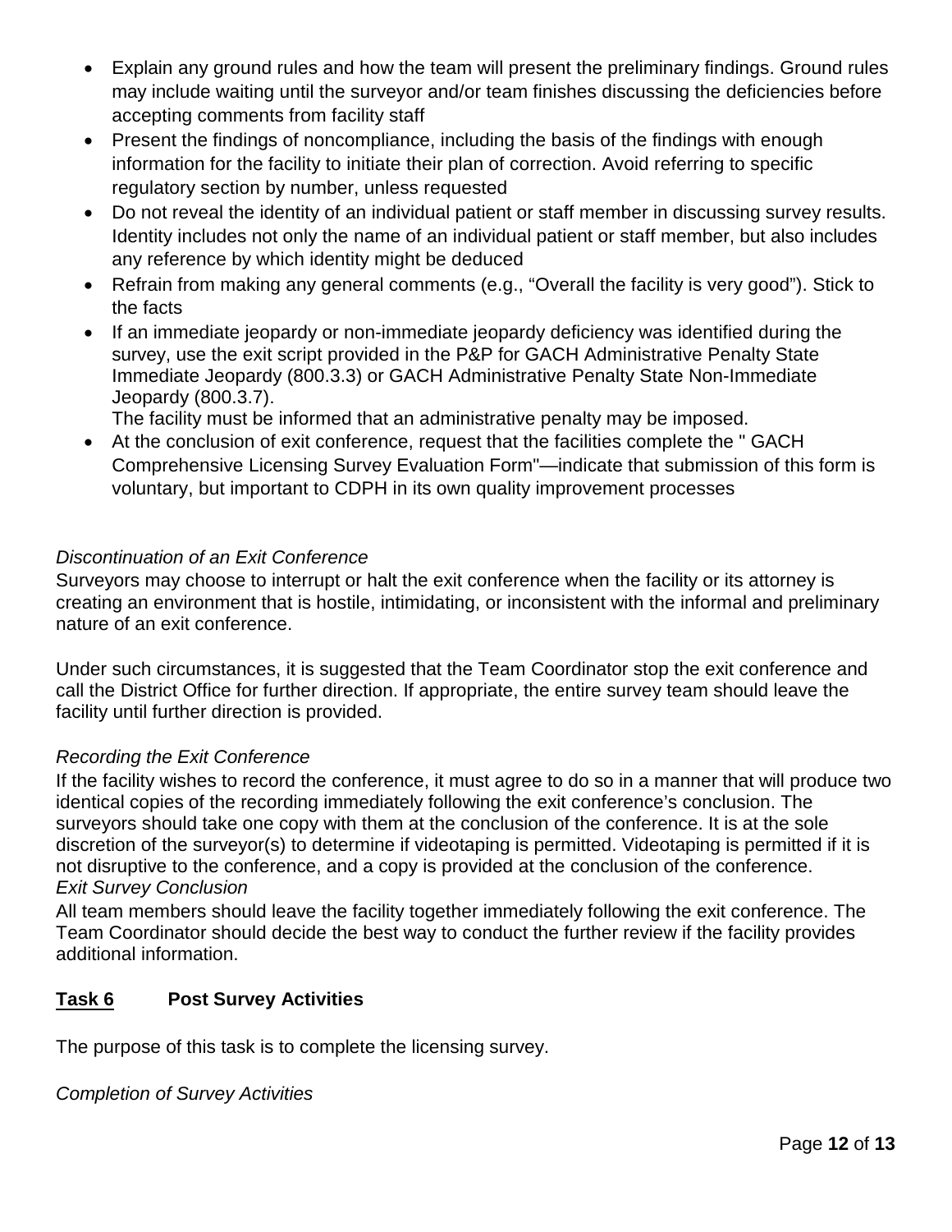- Explain any ground rules and how the team will present the preliminary findings. Ground rules may include waiting until the surveyor and/or team finishes discussing the deficiencies before accepting comments from facility staff
- Present the findings of noncompliance, including the basis of the findings with enough information for the facility to initiate their plan of correction. Avoid referring to specific regulatory section by number, unless requested
- Do not reveal the identity of an individual patient or staff member in discussing survey results. Identity includes not only the name of an individual patient or staff member, but also includes any reference by which identity might be deduced
- Refrain from making any general comments (e.g., "Overall the facility is very good"). Stick to the facts
- If an immediate jeopardy or non-immediate jeopardy deficiency was identified during the survey, use the exit script provided in the P&P for GACH Administrative Penalty State Immediate Jeopardy (800.3.3) or GACH Administrative Penalty State Non-Immediate Jeopardy (800.3.7).
  The facility must be informed that an administrative penalty may be imposed.
- At the conclusion of exit conference, request that the facilities complete the " GACH Comprehensive Licensing Survey Evaluation Form"—indicate that submission of this form is voluntary, but important to CDPH in its own quality improvement processes

*Discontinuation of an Exit Conference*

Surveyors may choose to interrupt or halt the exit conference when the facility or its attorney is creating an environment that is hostile, intimidating, or inconsistent with the informal and preliminary nature of an exit conference.

Under such circumstances, it is suggested that the Team Coordinator stop the exit conference and call the District Office for further direction. If appropriate, the entire survey team should leave the facility until further direction is provided.

*Recording the Exit Conference*

If the facility wishes to record the conference, it must agree to do so in a manner that will produce two identical copies of the recording immediately following the exit conference's conclusion. The surveyors should take one copy with them at the conclusion of the conference. It is at the sole discretion of the surveyor(s) to determine if videotaping is permitted. Videotaping is permitted if it is not disruptive to the conference, and a copy is provided at the conclusion of the conference.

*Exit Survey Conclusion*

All team members should leave the facility together immediately following the exit conference. The Team Coordinator should decide the best way to conduct the further review if the facility provides additional information.

## **Task 6** **Post Survey Activities**

The purpose of this task is to complete the licensing survey.

*Completion of Survey Activities*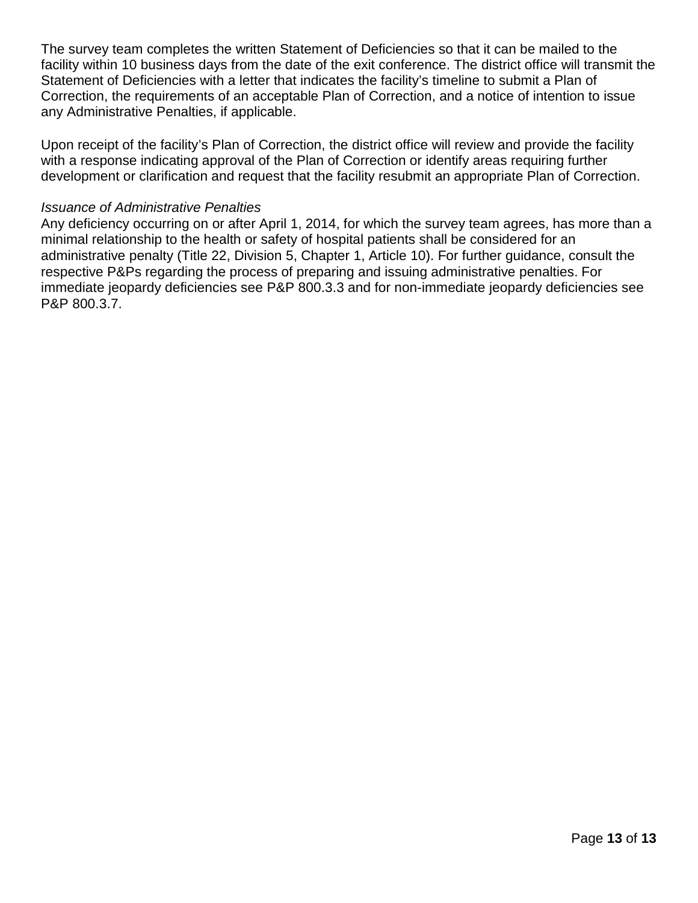The survey team completes the written Statement of Deficiencies so that it can be mailed to the facility within 10 business days from the date of the exit conference. The district office will transmit the Statement of Deficiencies with a letter that indicates the facility's timeline to submit a Plan of Correction, the requirements of an acceptable Plan of Correction, and a notice of intention to issue any Administrative Penalties, if applicable.

Upon receipt of the facility's Plan of Correction, the district office will review and provide the facility with a response indicating approval of the Plan of Correction or identify areas requiring further development or clarification and request that the facility resubmit an appropriate Plan of Correction.

*Issuance of Administrative Penalties*

Any deficiency occurring on or after April 1, 2014, for which the survey team agrees, has more than a minimal relationship to the health or safety of hospital patients shall be considered for an administrative penalty (Title 22, Division 5, Chapter 1, Article 10). For further guidance, consult the respective P&Ps regarding the process of preparing and issuing administrative penalties. For immediate jeopardy deficiencies see P&P 800.3.3 and for non-immediate jeopardy deficiencies see P&P 800.3.7.